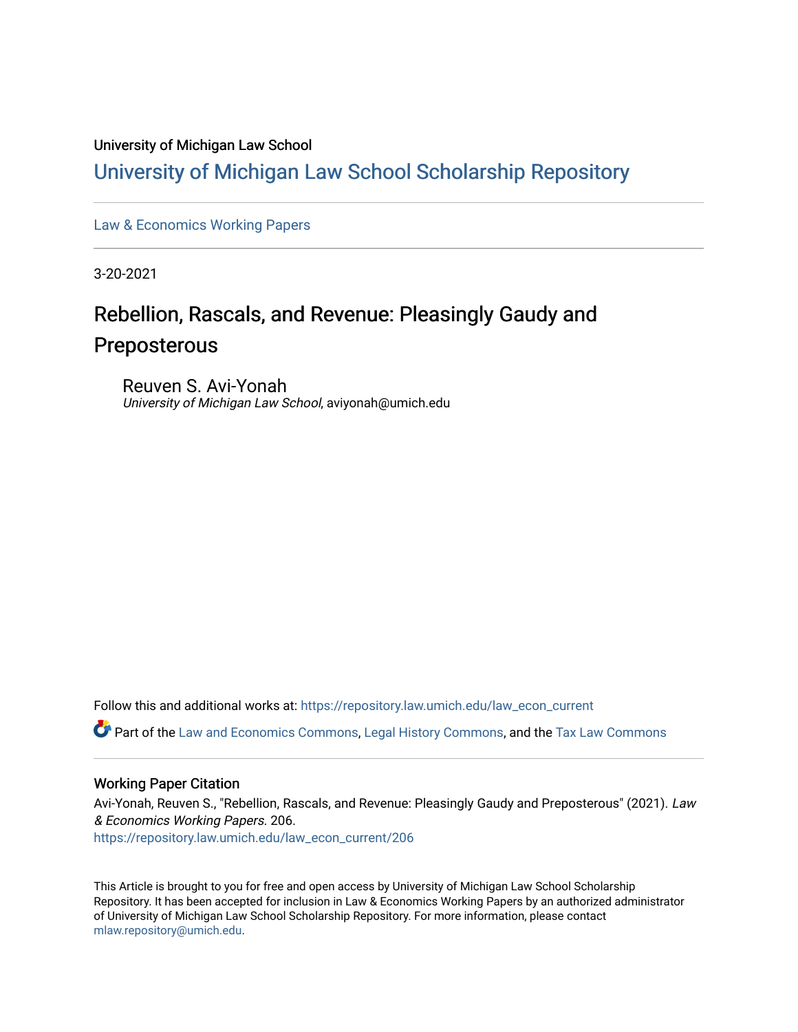University of Michigan Law School

## University of Michigan Law School Scholarship Repository

---

Law & Economics Working Papers

---

3-20-2021

# Rebellion, Rascals, and Revenue: Pleasingly Gaudy and Preposterous

Reuven S. Avi-Yonah
*University of Michigan Law School*, aviyonah@umich.edu

Follow this and additional works at: https://repository.law.umich.edu/law_econ_current

Part of the Law and Economics Commons, Legal History Commons, and the Tax Law Commons

---

### Working Paper Citation

Avi-Yonah, Reuven S., "Rebellion, Rascals, and Revenue: Pleasingly Gaudy and Preposterous" (2021). *Law & Economics Working Papers*. 206.
https://repository.law.umich.edu/law_econ_current/206

This Article is brought to you for free and open access by University of Michigan Law School Scholarship Repository. It has been accepted for inclusion in Law & Economics Working Papers by an authorized administrator of University of Michigan Law School Scholarship Repository. For more information, please contact mlaw.repository@umich.edu.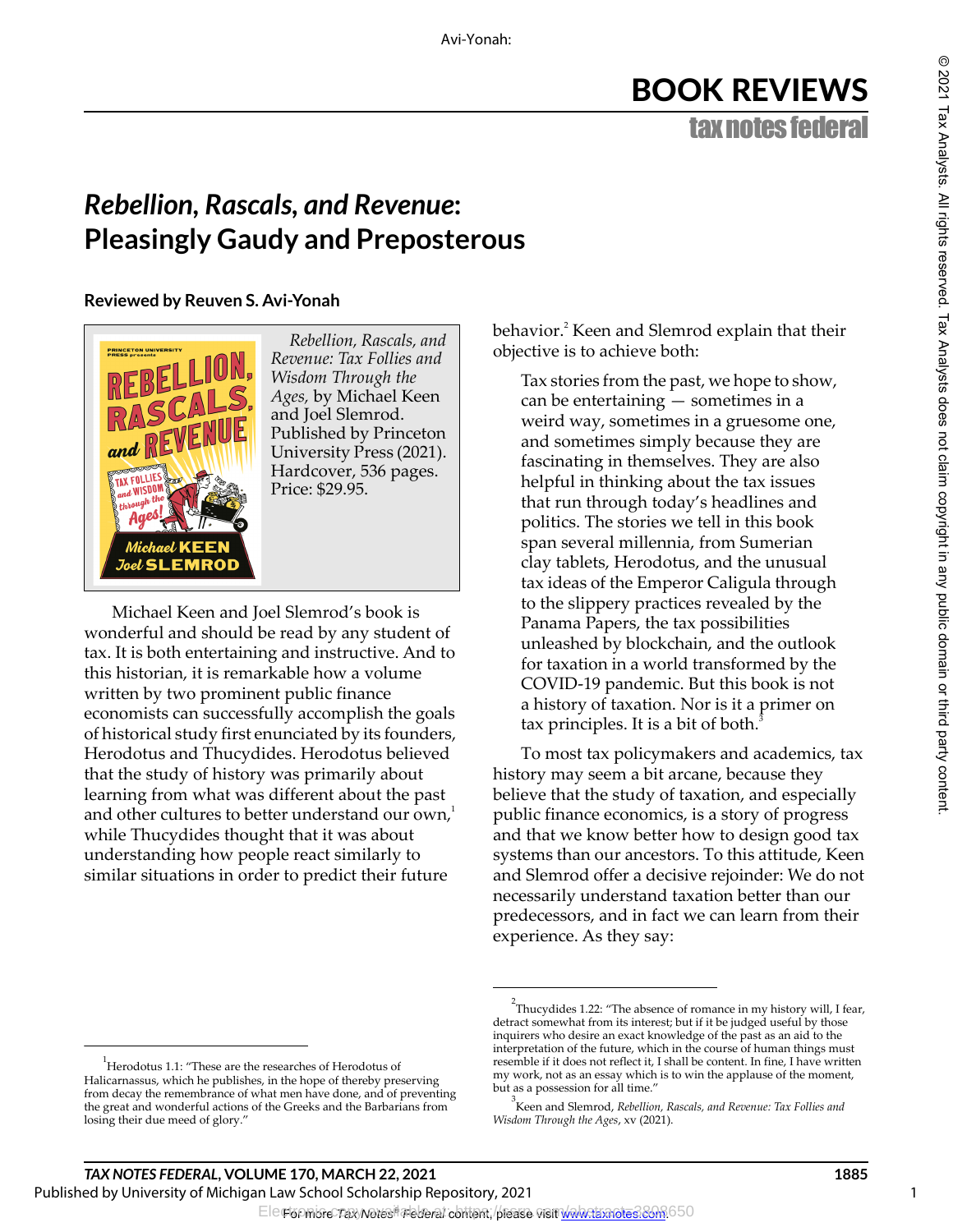# BOOK REVIEWS

## *Rebellion, Rascals, and Revenue*: Pleasingly Gaudy and Preposterous

**Reviewed by Reuven S. Avi-Yonah**

*Rebellion, Rascals, and Revenue: Tax Follies and Wisdom Through the Ages*, by Michael Keen and Joel Slemrod. Published by Princeton University Press (2021). Hardcover, 536 pages. Price: $29.95.

Michael Keen and Joel Slemrod's book is wonderful and should be read by any student of tax. It is both entertaining and instructive. And to this historian, it is remarkable how a volume written by two prominent public finance economists can successfully accomplish the goals of historical study first enunciated by its founders, Herodotus and Thucydides. Herodotus believed that the study of history was primarily about learning from what was different about the past and other cultures to better understand our own,[1] while Thucydides thought that it was about understanding how people react similarly to similar situations in order to predict their future behavior.[2] Keen and Slemrod explain that their objective is to achieve both:

> Tax stories from the past, we hope to show, can be entertaining — sometimes in a weird way, sometimes in a gruesome one, and sometimes simply because they are fascinating in themselves. They are also helpful in thinking about the tax issues that run through today's headlines and politics. The stories we tell in this book span several millennia, from Sumerian clay tablets, Herodotus, and the unusual tax ideas of the Emperor Caligula through to the slippery practices revealed by the Panama Papers, the tax possibilities unleashed by blockchain, and the outlook for taxation in a world transformed by the COVID-19 pandemic. But this book is not a history of taxation. Nor is it a primer on tax principles. It is a bit of both.[3]

To most tax policymakers and academics, tax history may seem a bit arcane, because they believe that the study of taxation, and especially public finance economics, is a story of progress and that we know better how to design good tax systems than our ancestors. To this attitude, Keen and Slemrod offer a decisive rejoinder: We do not necessarily understand taxation better than our predecessors, and in fact we can learn from their experience. As they say:

---

[1] Herodotus 1.1: "These are the researches of Herodotus of Halicarnassus, which he publishes, in the hope of thereby preserving from decay the remembrance of what men have done, and of preventing the great and wonderful actions of the Greeks and the Barbarians from losing their due meed of glory."

[2] Thucydides 1.22: "The absence of romance in my history will, I fear, detract somewhat from its interest; but if it be judged useful by those inquirers who desire an exact knowledge of the past as an aid to the interpretation of the future, which in the course of human things must resemble if it does not reflect it, I shall be content. In fine, I have written my work, not as an essay which is to win the applause of the moment, but as a possession for all time."

[3] Keen and Slemrod, *Rebellion, Rascals, and Revenue: Tax Follies and Wisdom Through the Ages*, xv (2021).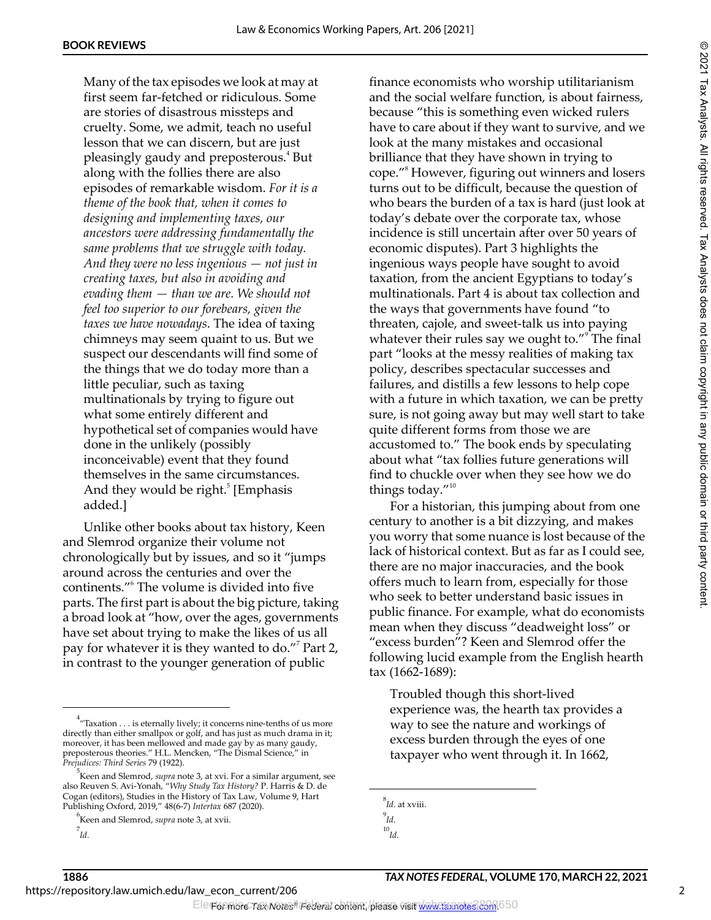Many of the tax episodes we look at may at first seem far-fetched or ridiculous. Some are stories of disastrous missteps and cruelty. Some, we admit, teach no useful lesson that we can discern, but are just pleasingly gaudy and preposterous.[4] But along with the follies there are also episodes of remarkable wisdom. *For it is a theme of the book that, when it comes to designing and implementing taxes, our ancestors were addressing fundamentally the same problems that we struggle with today. And they were no less ingenious — not just in creating taxes, but also in avoiding and evading them — than we are. We should not feel too superior to our forebears, given the taxes we have nowadays*. The idea of taxing chimneys may seem quaint to us. But we suspect our descendants will find some of the things that we do today more than a little peculiar, such as taxing multinationals by trying to figure out what some entirely different and hypothetical set of companies would have done in the unlikely (possibly inconceivable) event that they found themselves in the same circumstances. And they would be right.[5] [Emphasis added.]

Unlike other books about tax history, Keen and Slemrod organize their volume not chronologically but by issues, and so it "jumps around across the centuries and over the continents."[6] The volume is divided into five parts. The first part is about the big picture, taking a broad look at "how, over the ages, governments have set about trying to make the likes of us all pay for whatever it is they wanted to do."[7] Part 2, in contrast to the younger generation of public finance economists who worship utilitarianism and the social welfare function, is about fairness, because "this is something even wicked rulers have to care about if they want to survive, and we look at the many mistakes and occasional brilliance that they have shown in trying to cope."[8] However, figuring out winners and losers turns out to be difficult, because the question of who bears the burden of a tax is hard (just look at today's debate over the corporate tax, whose incidence is still uncertain after over 50 years of economic disputes). Part 3 highlights the ingenious ways people have sought to avoid taxation, from the ancient Egyptians to today's multinationals. Part 4 is about tax collection and the ways that governments have found "to threaten, cajole, and sweet-talk us into paying whatever their rules say we ought to."[9] The final part "looks at the messy realities of making tax policy, describes spectacular successes and failures, and distills a few lessons to help cope with a future in which taxation, we can be pretty sure, is not going away but may well start to take quite different forms from those we are accustomed to." The book ends by speculating about what "tax follies future generations will find to chuckle over when they see how we do things today."[10]

For a historian, this jumping about from one century to another is a bit dizzying, and makes you worry that some nuance is lost because of the lack of historical context. But as far as I could see, there are no major inaccuracies, and the book offers much to learn from, especially for those who seek to better understand basic issues in public finance. For example, what do economists mean when they discuss "deadweight loss" or "excess burden"? Keen and Slemrod offer the following lucid example from the English hearth tax (1662-1689):

> Troubled though this short-lived experience was, the hearth tax provides a way to see the nature and workings of excess burden through the eyes of one taxpayer who went through it. In 1662,

---

[4] "Taxation . . . is eternally lively; it concerns nine-tenths of us more directly than either smallpox or golf, and has just as much drama in it; moreover, it has been mellowed and made gay by as many gaudy, preposterous theories." H.L. Mencken, "The Dismal Science," in *Prejudices: Third Series* 79 (1922).

[5] Keen and Slemrod, *supra* note 3, at xvi. For a similar argument, see also Reuven S. Avi-Yonah, "*Why Study Tax History?* P. Harris & D. de Cogan (editors), Studies in the History of Tax Law, Volume 9, Hart Publishing Oxford, 2019," 48(6-7) *Intertax* 687 (2020).

[6] Keen and Slemrod, *supra* note 3, at xvii.

[7] *Id*.

[8] *Id*. at xviii.

[9] *Id*.

[10] *Id*.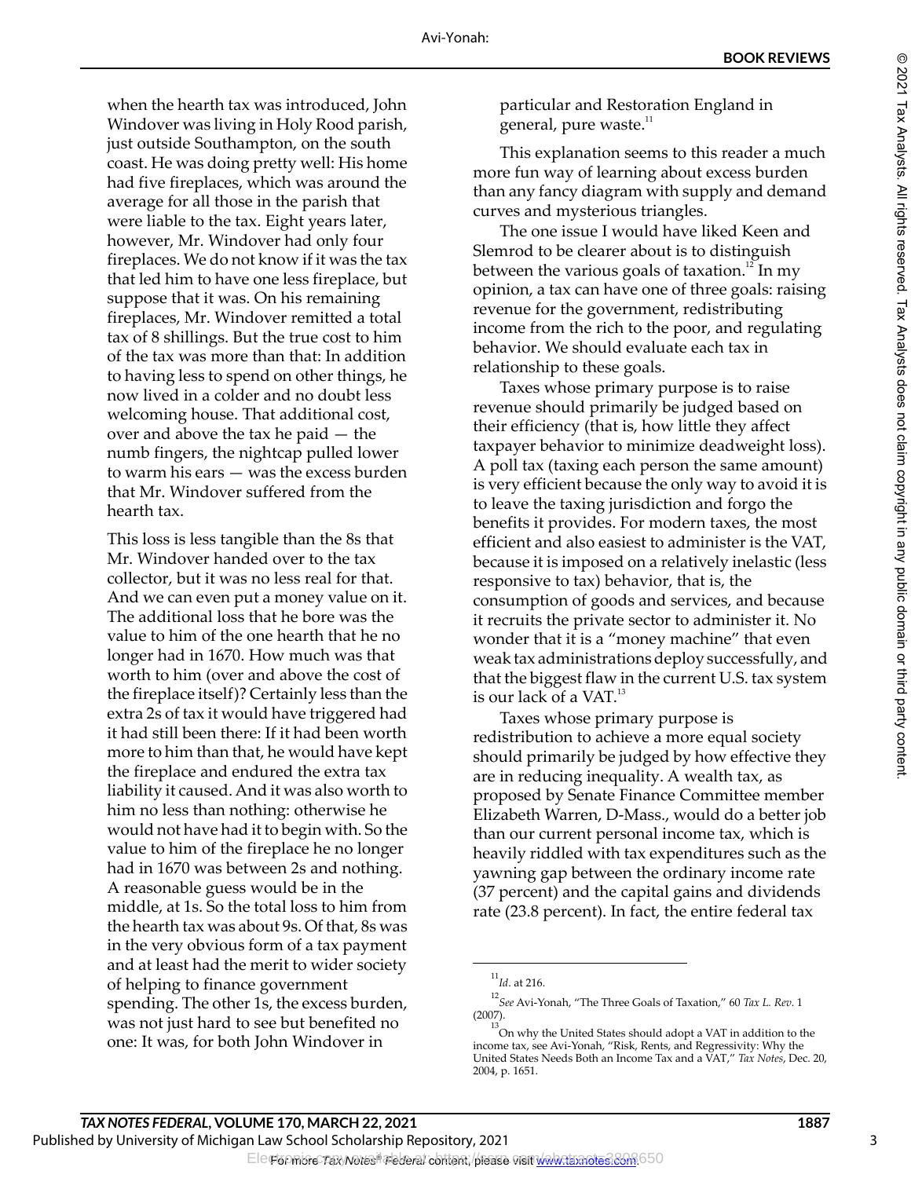when the hearth tax was introduced, John Windover was living in Holy Rood parish, just outside Southampton, on the south coast. He was doing pretty well: His home had five fireplaces, which was around the average for all those in the parish that were liable to the tax. Eight years later, however, Mr. Windover had only four fireplaces. We do not know if it was the tax that led him to have one less fireplace, but suppose that it was. On his remaining fireplaces, Mr. Windover remitted a total tax of 8 shillings. But the true cost to him of the tax was more than that: In addition to having less to spend on other things, he now lived in a colder and no doubt less welcoming house. That additional cost, over and above the tax he paid — the numb fingers, the nightcap pulled lower to warm his ears — was the excess burden that Mr. Windover suffered from the hearth tax.

This loss is less tangible than the 8s that Mr. Windover handed over to the tax collector, but it was no less real for that. And we can even put a money value on it. The additional loss that he bore was the value to him of the one hearth that he no longer had in 1670. How much was that worth to him (over and above the cost of the fireplace itself)? Certainly less than the extra 2s of tax it would have triggered had it still been there: If it had been worth more to him than that, he would have kept the fireplace and endured the extra tax liability it caused. And it was also worth to him no less than nothing: otherwise he would not have had it to begin with. So the value to him of the fireplace he no longer had in 1670 was between 2s and nothing. A reasonable guess would be in the middle, at 1s. So the total loss to him from the hearth tax was about 9s. Of that, 8s was in the very obvious form of a tax payment and at least had the merit to wider society of helping to finance government spending. The other 1s, the excess burden, was not just hard to see but benefited no one: It was, for both John Windover in particular and Restoration England in general, pure waste.[11]

This explanation seems to this reader a much more fun way of learning about excess burden than any fancy diagram with supply and demand curves and mysterious triangles.

The one issue I would have liked Keen and Slemrod to be clearer about is to distinguish between the various goals of taxation.[12] In my opinion, a tax can have one of three goals: raising revenue for the government, redistributing income from the rich to the poor, and regulating behavior. We should evaluate each tax in relationship to these goals.

Taxes whose primary purpose is to raise revenue should primarily be judged based on their efficiency (that is, how little they affect taxpayer behavior to minimize deadweight loss). A poll tax (taxing each person the same amount) is very efficient because the only way to avoid it is to leave the taxing jurisdiction and forgo the benefits it provides. For modern taxes, the most efficient and also easiest to administer is the VAT, because it is imposed on a relatively inelastic (less responsive to tax) behavior, that is, the consumption of goods and services, and because it recruits the private sector to administer it. No wonder that it is a "money machine" that even weak tax administrations deploy successfully, and that the biggest flaw in the current U.S. tax system is our lack of a VAT.[13]

Taxes whose primary purpose is redistribution to achieve a more equal society should primarily be judged by how effective they are in reducing inequality. A wealth tax, as proposed by Senate Finance Committee member Elizabeth Warren, D-Mass., would do a better job than our current personal income tax, which is heavily riddled with tax expenditures such as the yawning gap between the ordinary income rate (37 percent) and the capital gains and dividends rate (23.8 percent). In fact, the entire federal tax

---

[11] *Id*. at 216.

[12] *See* Avi-Yonah, "The Three Goals of Taxation," 60 *Tax L. Rev*. 1 (2007).

[13] On why the United States should adopt a VAT in addition to the income tax, see Avi-Yonah, "Risk, Rents, and Regressivity: Why the United States Needs Both an Income Tax and a VAT," *Tax Notes*, Dec. 20, 2004, p. 1651.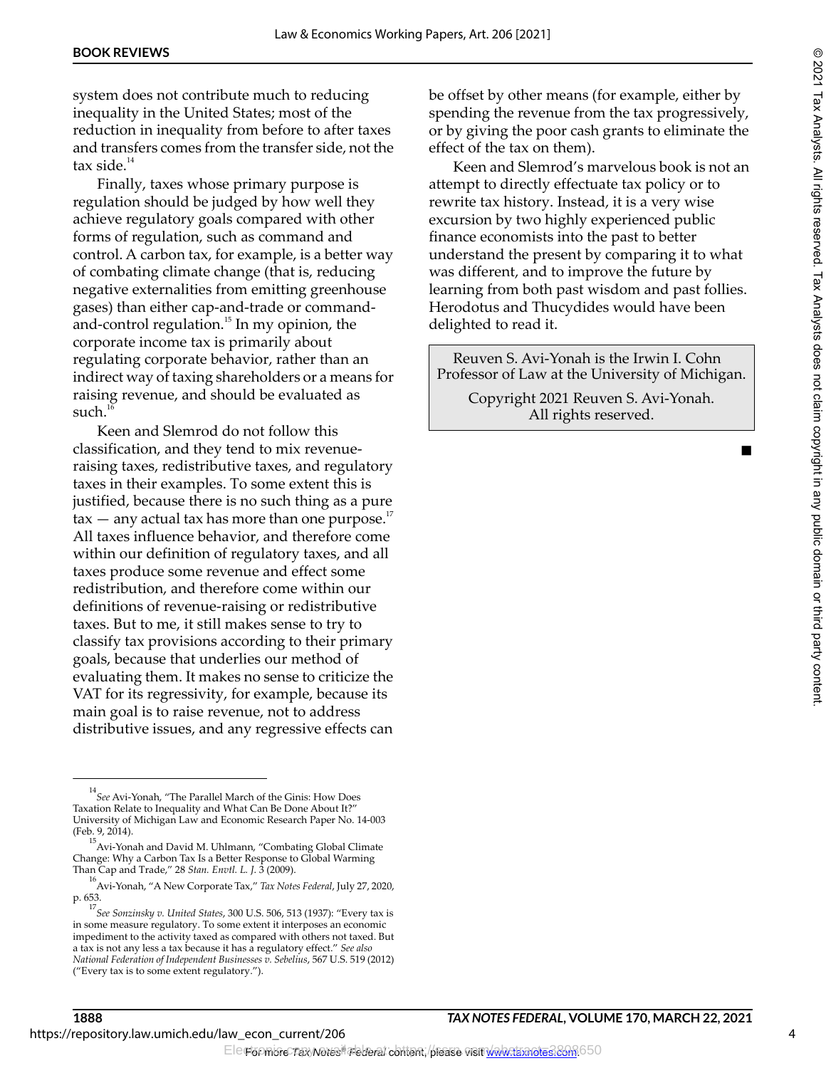system does not contribute much to reducing inequality in the United States; most of the reduction in inequality from before to after taxes and transfers comes from the transfer side, not the tax side.[14]

Finally, taxes whose primary purpose is regulation should be judged by how well they achieve regulatory goals compared with other forms of regulation, such as command and control. A carbon tax, for example, is a better way of combating climate change (that is, reducing negative externalities from emitting greenhouse gases) than either cap-and-trade or command-and-control regulation.[15] In my opinion, the corporate income tax is primarily about regulating corporate behavior, rather than an indirect way of taxing shareholders or a means for raising revenue, and should be evaluated as such.[16]

Keen and Slemrod do not follow this classification, and they tend to mix revenue-raising taxes, redistributive taxes, and regulatory taxes in their examples. To some extent this is justified, because there is no such thing as a pure tax — any actual tax has more than one purpose.[17] All taxes influence behavior, and therefore come within our definition of regulatory taxes, and all taxes produce some revenue and effect some redistribution, and therefore come within our definitions of revenue-raising or redistributive taxes. But to me, it still makes sense to try to classify tax provisions according to their primary goals, because that underlies our method of evaluating them. It makes no sense to criticize the VAT for its regressivity, for example, because its main goal is to raise revenue, not to address distributive issues, and any regressive effects can be offset by other means (for example, either by spending the revenue from the tax progressively, or by giving the poor cash grants to eliminate the effect of the tax on them).

Keen and Slemrod's marvelous book is not an attempt to directly effectuate tax policy or to rewrite tax history. Instead, it is a very wise excursion by two highly experienced public finance economists into the past to better understand the present by comparing it to what was different, and to improve the future by learning from both past wisdom and past follies. Herodotus and Thucydides would have been delighted to read it.

Reuven S. Avi-Yonah is the Irwin I. Cohn Professor of Law at the University of Michigan.

Copyright 2021 Reuven S. Avi-Yonah. All rights reserved.

■

---

[14] *See* Avi-Yonah, "The Parallel March of the Ginis: How Does Taxation Relate to Inequality and What Can Be Done About It?" University of Michigan Law and Economic Research Paper No. 14-003 (Feb. 9, 2014).

[15] Avi-Yonah and David M. Uhlmann, "Combating Global Climate Change: Why a Carbon Tax Is a Better Response to Global Warming Than Cap and Trade," 28 *Stan. Envtl. L. J.* 3 (2009).

[16] Avi-Yonah, "A New Corporate Tax," *Tax Notes Federal*, July 27, 2020, p. 653.

[17] *See Sonzinsky v. United States*, 300 U.S. 506, 513 (1937): "Every tax is in some measure regulatory. To some extent it interposes an economic impediment to the activity taxed as compared with others not taxed. But a tax is not any less a tax because it has a regulatory effect." *See also National Federation of Independent Businesses v. Sebelius*, 567 U.S. 519 (2012) ("Every tax is to some extent regulatory.").